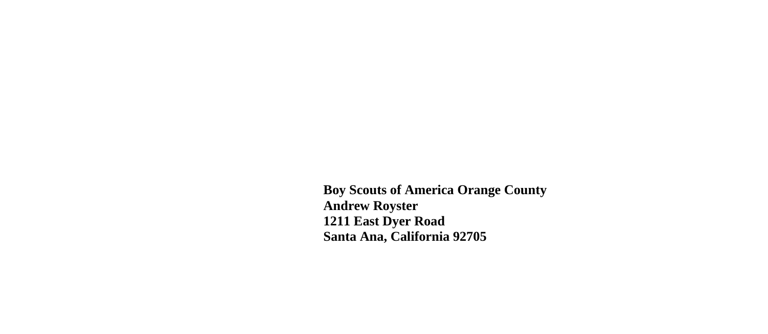**Boy Scouts of America Orange County**
**Andrew Royster**
**1211 East Dyer Road**
**Santa Ana, California 92705**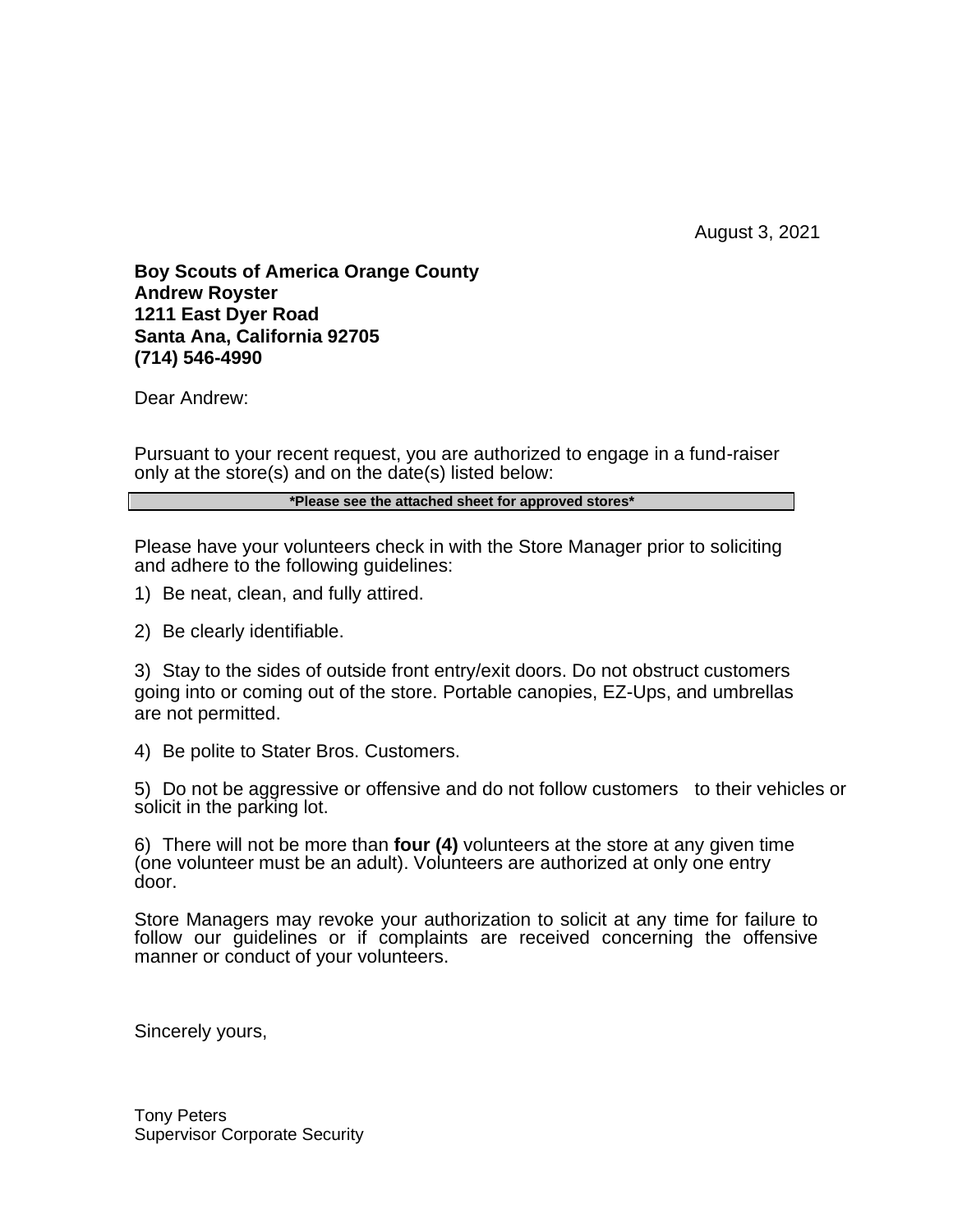August 3, 2021

**Boy Scouts of America Orange County**
**Andrew Royster**
**1211 East Dyer Road**
**Santa Ana, California 92705**
**(714) 546-4990**

Dear Andrew:

Pursuant to your recent request, you are authorized to engage in a fund-raiser only at the store(s) and on the date(s) listed below:

| **\*Please see the attached sheet for approved stores\*** |
|---|

Please have your volunteers check in with the Store Manager prior to soliciting and adhere to the following guidelines:

1) Be neat, clean, and fully attired.

2) Be clearly identifiable.

3) Stay to the sides of outside front entry/exit doors. Do not obstruct customers going into or coming out of the store. Portable canopies, EZ-Ups, and umbrellas are not permitted.

4) Be polite to Stater Bros. Customers.

5) Do not be aggressive or offensive and do not follow customers to their vehicles or solicit in the parking lot.

6) There will not be more than **four (4)** volunteers at the store at any given time (one volunteer must be an adult). Volunteers are authorized at only one entry door.

Store Managers may revoke your authorization to solicit at any time for failure to follow our guidelines or if complaints are received concerning the offensive manner or conduct of your volunteers.

Sincerely yours,

Tony Peters
Supervisor Corporate Security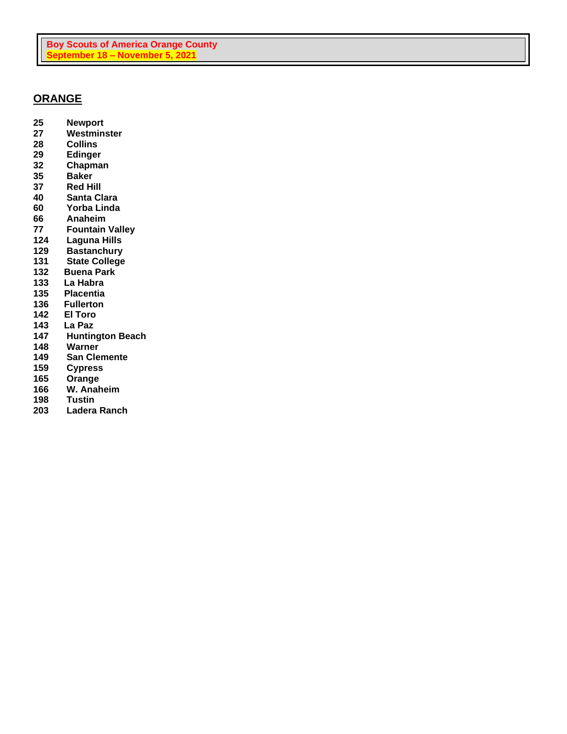**Boy Scouts of America Orange County**
**September 18 – November 5, 2021**

## ORANGE

| | |
|---|---|
| 25 | Newport |
| 27 | Westminster |
| 28 | Collins |
| 29 | Edinger |
| 32 | Chapman |
| 35 | Baker |
| 37 | Red Hill |
| 40 | Santa Clara |
| 60 | Yorba Linda |
| 66 | Anaheim |
| 77 | Fountain Valley |
| 124 | Laguna Hills |
| 129 | Bastanchury |
| 131 | State College |
| 132 | Buena Park |
| 133 | La Habra |
| 135 | Placentia |
| 136 | Fullerton |
| 142 | El Toro |
| 143 | La Paz |
| 147 | Huntington Beach |
| 148 | Warner |
| 149 | San Clemente |
| 159 | Cypress |
| 165 | Orange |
| 166 | W. Anaheim |
| 198 | Tustin |
| 203 | Ladera Ranch |